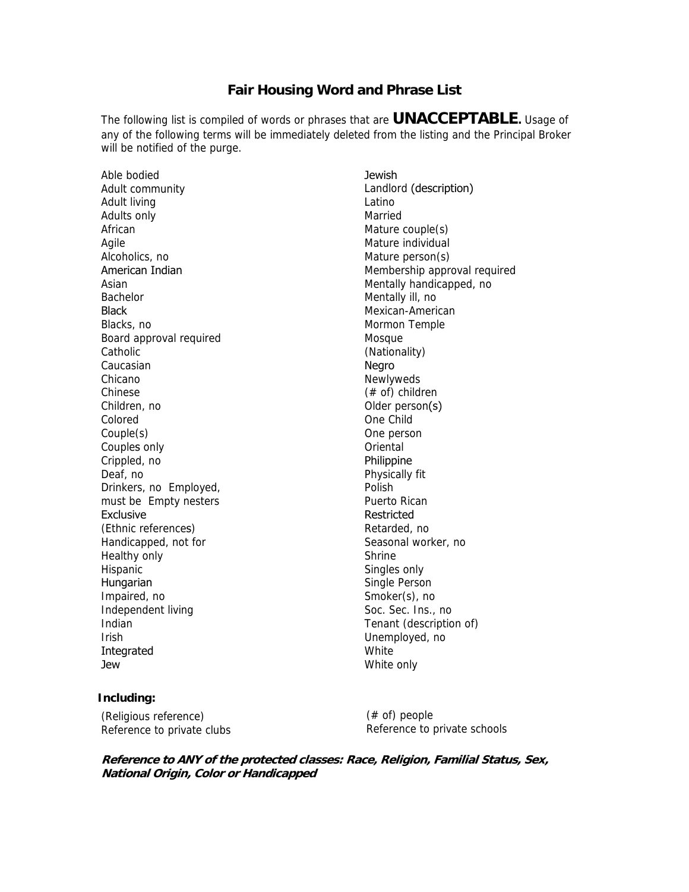# Fair Housing Word and Phrase List

The following list is compiled of words or phrases that are **UNACCEPTABLE.** Usage of any of the following terms will be immediately deleted from the listing and the Principal Broker will be notified of the purge.

Able bodied
Adult community
Adult living
Adults only
African
Agile
Alcoholics, no
American Indian
Asian
Bachelor
Black
Blacks, no
Board approval required
Catholic
Caucasian
Chicano
Chinese
Children, no
Colored
Couple(s)
Couples only
Crippled, no
Deaf, no
Drinkers, no Employed,
must be Empty nesters
Exclusive
(Ethnic references)
Handicapped, not for
Healthy only
Hispanic
Hungarian
Impaired, no
Independent living
Indian
Irish
Integrated
Jew
Jewish
Landlord (description)
Latino
Married
Mature couple(s)
Mature individual
Mature person(s)
Membership approval required
Mentally handicapped, no
Mentally ill, no
Mexican-American
Mormon Temple
Mosque
(Nationality)
Negro
Newlyweds
(# of) children
Older person(s)
One Child
One person
Oriental
Philippine
Physically fit
Polish
Puerto Rican
Restricted
Retarded, no
Seasonal worker, no
Shrine
Singles only
Single Person
Smoker(s), no
Soc. Sec. Ins., no
Tenant (description of)
Unemployed, no
White
White only

**Including:**

(Religious reference)
Reference to private clubs
(# of) people
Reference to private schools

***Reference to ANY of the protected classes: Race, Religion, Familial Status, Sex, National Origin, Color or Handicapped***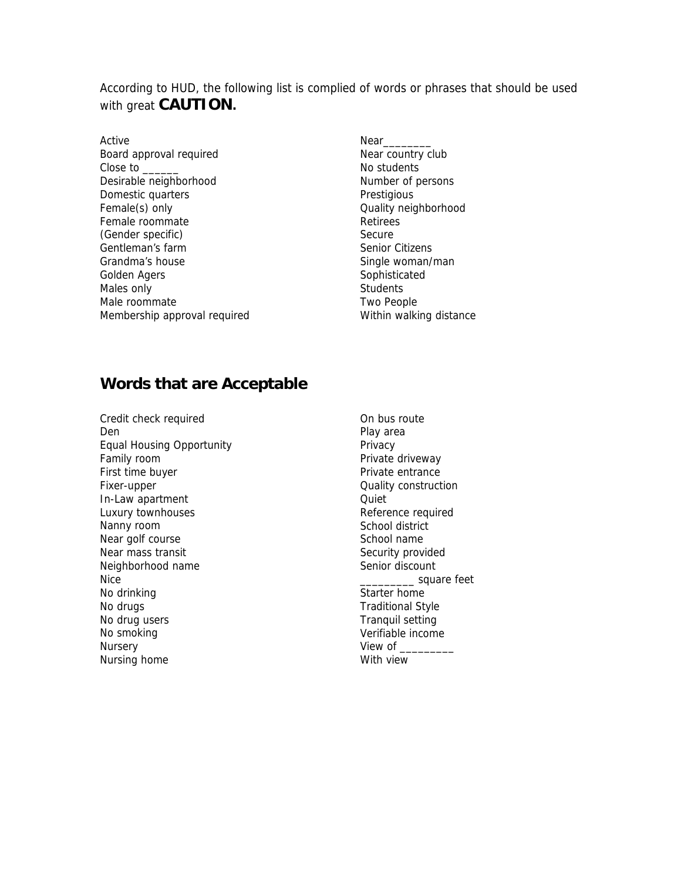According to HUD, the following list is complied of words or phrases that should be used with great **CAUTION.**

Active
Board approval required
Close to ______
Desirable neighborhood
Domestic quarters
Female(s) only
Female roommate
(Gender specific)
Gentleman's farm
Grandma's house
Golden Agers
Males only
Male roommate
Membership approval required
Near________
Near country club
No students
Number of persons
Prestigious
Quality neighborhood
Retirees
Secure
Senior Citizens
Single woman/man
Sophisticated
Students
Two People
Within walking distance

## Words that are Acceptable

Credit check required
Den
Equal Housing Opportunity
Family room
First time buyer
Fixer-upper
In-Law apartment
Luxury townhouses
Nanny room
Near golf course
Near mass transit
Neighborhood name
Nice
No drinking
No drugs
No drug users
No smoking
Nursery
Nursing home
On bus route
Play area
Privacy
Private driveway
Private entrance
Quality construction
Quiet
Reference required
School district
School name
Security provided
Senior discount
_________ square feet
Starter home
Traditional Style
Tranquil setting
Verifiable income
View of _________
With view